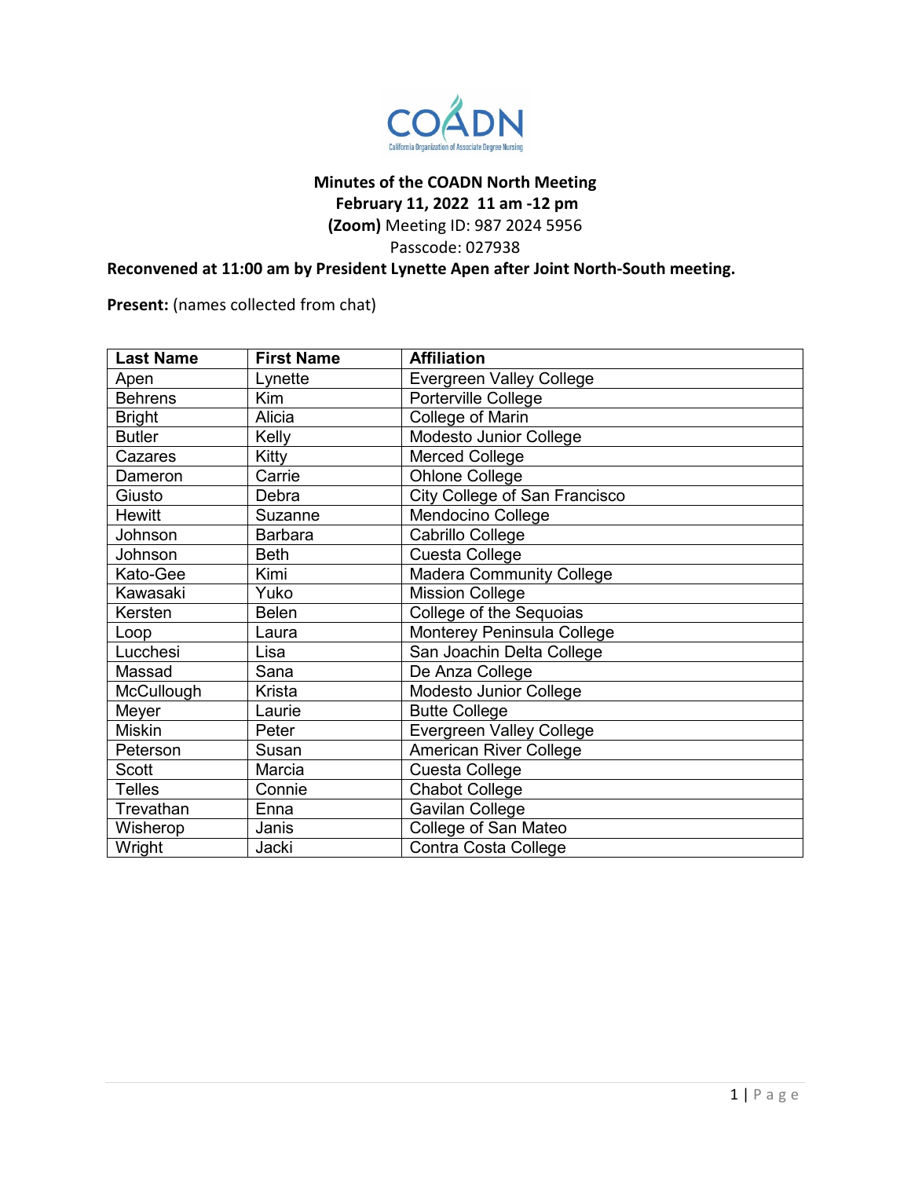COADN

California Organization of Associate Degree Nursing

**Minutes of the COADN North Meeting**
**February 11, 2022 11 am -12 pm**
**(Zoom)** Meeting ID: 987 2024 5956
Passcode: 027938

**Reconvened at 11:00 am by President Lynette Apen after Joint North-South meeting.**

**Present:** (names collected from chat)

| Last Name | First Name | Affiliation |
|---|---|---|
| Apen | Lynette | Evergreen Valley College |
| Behrens | Kim | Porterville College |
| Bright | Alicia | College of Marin |
| Butler | Kelly | Modesto Junior College |
| Cazares | Kitty | Merced College |
| Dameron | Carrie | Ohlone College |
| Giusto | Debra | City College of San Francisco |
| Hewitt | Suzanne | Mendocino College |
| Johnson | Barbara | Cabrillo College |
| Johnson | Beth | Cuesta College |
| Kato-Gee | Kimi | Madera Community College |
| Kawasaki | Yuko | Mission College |
| Kersten | Belen | College of the Sequoias |
| Loop | Laura | Monterey Peninsula College |
| Lucchesi | Lisa | San Joachin Delta College |
| Massad | Sana | De Anza College |
| McCullough | Krista | Modesto Junior College |
| Meyer | Laurie | Butte College |
| Miskin | Peter | Evergreen Valley College |
| Peterson | Susan | American River College |
| Scott | Marcia | Cuesta College |
| Telles | Connie | Chabot College |
| Trevathan | Enna | Gavilan College |
| Wisherop | Janis | College of San Mateo |
| Wright | Jacki | Contra Costa College |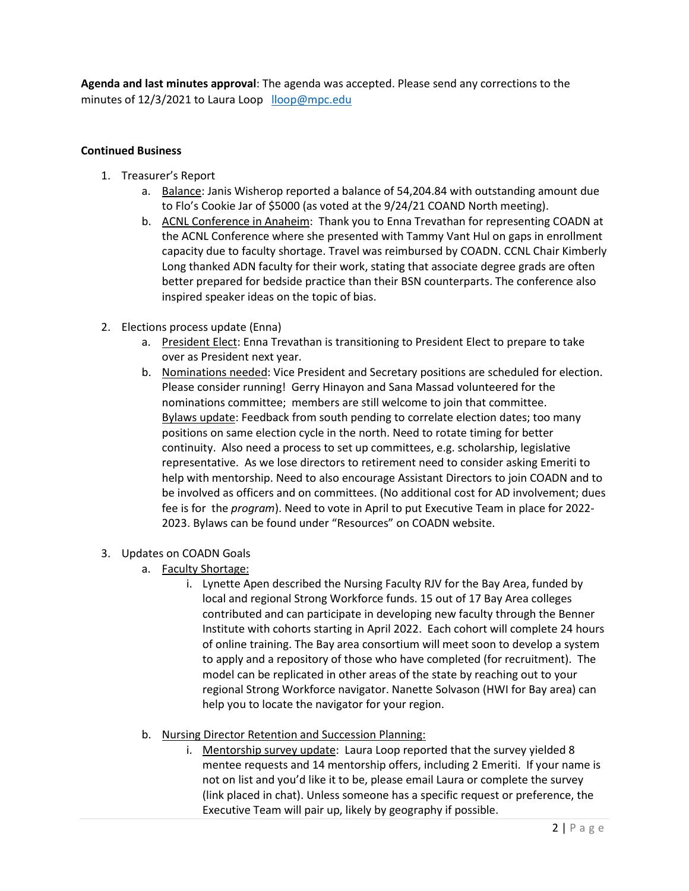**Agenda and last minutes approval**: The agenda was accepted. Please send any corrections to the minutes of 12/3/2021 to Laura Loop [lloop@mpc.edu](mailto:lloop@mpc.edu)

**Continued Business**

1. Treasurer's Report
   a. Balance: Janis Wisherop reported a balance of 54,204.84 with outstanding amount due to Flo's Cookie Jar of $5000 (as voted at the 9/24/21 COAND North meeting).
   b. ACNL Conference in Anaheim: Thank you to Enna Trevathan for representing COADN at the ACNL Conference where she presented with Tammy Vant Hul on gaps in enrollment capacity due to faculty shortage. Travel was reimbursed by COADN. CCNL Chair Kimberly Long thanked ADN faculty for their work, stating that associate degree grads are often better prepared for bedside practice than their BSN counterparts. The conference also inspired speaker ideas on the topic of bias.

2. Elections process update (Enna)
   a. President Elect: Enna Trevathan is transitioning to President Elect to prepare to take over as President next year.
   b. Nominations needed: Vice President and Secretary positions are scheduled for election. Please consider running! Gerry Hinayon and Sana Massad volunteered for the nominations committee; members are still welcome to join that committee. Bylaws update: Feedback from south pending to correlate election dates; too many positions on same election cycle in the north. Need to rotate timing for better continuity. Also need a process to set up committees, e.g. scholarship, legislative representative. As we lose directors to retirement need to consider asking Emeriti to help with mentorship. Need to also encourage Assistant Directors to join COADN and to be involved as officers and on committees. (No additional cost for AD involvement; dues fee is for the *program*). Need to vote in April to put Executive Team in place for 2022-2023. Bylaws can be found under "Resources" on COADN website.

3. Updates on COADN Goals
   a. Faculty Shortage:
      i. Lynette Apen described the Nursing Faculty RJV for the Bay Area, funded by local and regional Strong Workforce funds. 15 out of 17 Bay Area colleges contributed and can participate in developing new faculty through the Benner Institute with cohorts starting in April 2022. Each cohort will complete 24 hours of online training. The Bay area consortium will meet soon to develop a system to apply and a repository of those who have completed (for recruitment). The model can be replicated in other areas of the state by reaching out to your regional Strong Workforce navigator. Nanette Solvason (HWI for Bay area) can help you to locate the navigator for your region.

   b. Nursing Director Retention and Succession Planning:
      i. Mentorship survey update: Laura Loop reported that the survey yielded 8 mentee requests and 14 mentorship offers, including 2 Emeriti. If your name is not on list and you'd like it to be, please email Laura or complete the survey (link placed in chat). Unless someone has a specific request or preference, the Executive Team will pair up, likely by geography if possible.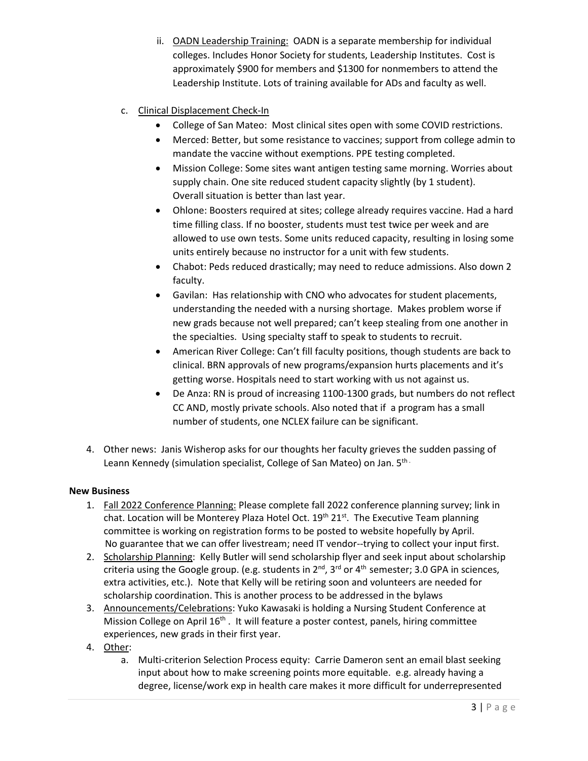ii. OADN Leadership Training: OADN is a separate membership for individual colleges. Includes Honor Society for students, Leadership Institutes. Cost is approximately $900 for members and $1300 for nonmembers to attend the Leadership Institute. Lots of training available for ADs and faculty as well.

c. Clinical Displacement Check-In

- College of San Mateo: Most clinical sites open with some COVID restrictions.
- Merced: Better, but some resistance to vaccines; support from college admin to mandate the vaccine without exemptions. PPE testing completed.
- Mission College: Some sites want antigen testing same morning. Worries about supply chain. One site reduced student capacity slightly (by 1 student). Overall situation is better than last year.
- Ohlone: Boosters required at sites; college already requires vaccine. Had a hard time filling class. If no booster, students must test twice per week and are allowed to use own tests. Some units reduced capacity, resulting in losing some units entirely because no instructor for a unit with few students.
- Chabot: Peds reduced drastically; may need to reduce admissions. Also down 2 faculty.
- Gavilan: Has relationship with CNO who advocates for student placements, understanding the needed with a nursing shortage. Makes problem worse if new grads because not well prepared; can't keep stealing from one another in the specialties. Using specialty staff to speak to students to recruit.
- American River College: Can't fill faculty positions, though students are back to clinical. BRN approvals of new programs/expansion hurts placements and it's getting worse. Hospitals need to start working with us not against us.
- De Anza: RN is proud of increasing 1100-1300 grads, but numbers do not reflect CC AND, mostly private schools. Also noted that if a program has a small number of students, one NCLEX failure can be significant.

4. Other news: Janis Wisherop asks for our thoughts her faculty grieves the sudden passing of Leann Kennedy (simulation specialist, College of San Mateo) on Jan. 5th.

**New Business**

1. Fall 2022 Conference Planning: Please complete fall 2022 conference planning survey; link in chat. Location will be Monterey Plaza Hotel Oct. 19th 21st. The Executive Team planning committee is working on registration forms to be posted to website hopefully by April. No guarantee that we can offer livestream; need IT vendor--trying to collect your input first.
2. Scholarship Planning: Kelly Butler will send scholarship flyer and seek input about scholarship criteria using the Google group. (e.g. students in 2nd, 3rd or 4th semester; 3.0 GPA in sciences, extra activities, etc.). Note that Kelly will be retiring soon and volunteers are needed for scholarship coordination. This is another process to be addressed in the bylaws
3. Announcements/Celebrations: Yuko Kawasaki is holding a Nursing Student Conference at Mission College on April 16th. It will feature a poster contest, panels, hiring committee experiences, new grads in their first year.
4. Other:
   a. Multi-criterion Selection Process equity: Carrie Dameron sent an email blast seeking input about how to make screening points more equitable. e.g. already having a degree, license/work exp in health care makes it more difficult for underrepresented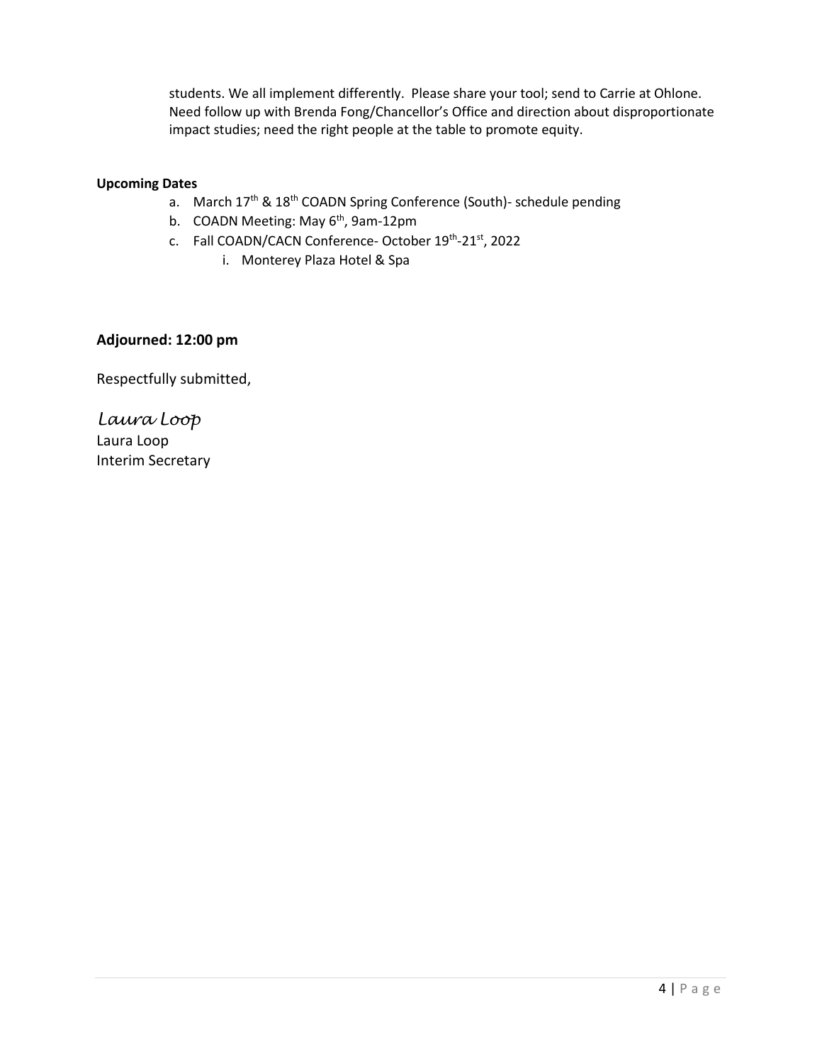students. We all implement differently. Please share your tool; send to Carrie at Ohlone. Need follow up with Brenda Fong/Chancellor's Office and direction about disproportionate impact studies; need the right people at the table to promote equity.

**Upcoming Dates**

a. March 17th & 18th COADN Spring Conference (South)- schedule pending
b. COADN Meeting: May 6th, 9am-12pm
c. Fall COADN/CACN Conference- October 19th-21st, 2022
   i. Monterey Plaza Hotel & Spa

**Adjourned: 12:00 pm**

Respectfully submitted,

*Laura Loop*
Laura Loop
Interim Secretary